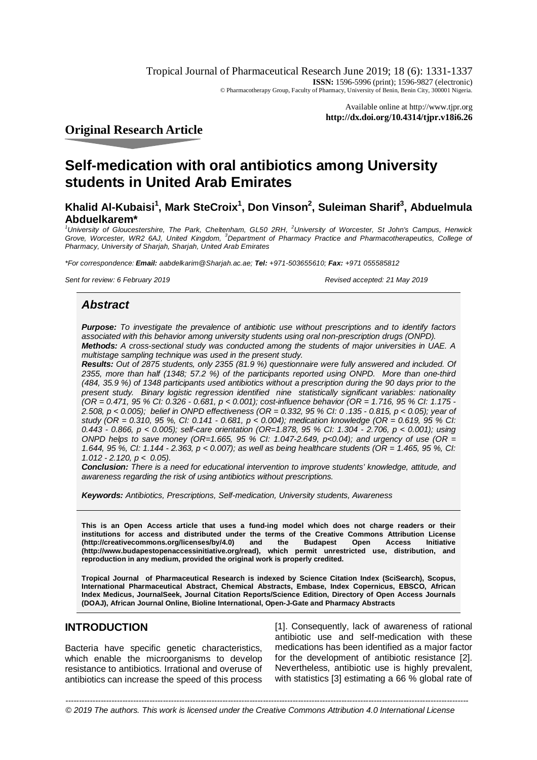Tropical Journal of Pharmaceutical Research June 2019; 18 (6): 1331-1337
**ISSN:** 1596-5996 (print); 1596-9827 (electronic)
© Pharmacotherapy Group, Faculty of Pharmacy, University of Benin, Benin City, 300001 Nigeria.

Available online at http://www.tjpr.org
**http://dx.doi.org/10.4314/tjpr.v18i6.26**

## Original Research Article

# Self-medication with oral antibiotics among University students in United Arab Emirates

**Khalid Al-Kubaisi[1], Mark SteCroix[1], Don Vinson[2], Suleiman Sharif[3], Abduelmula Abduelkarem***

*[1]University of Gloucestershire, The Park, Cheltenham, GL50 2RH, [2]University of Worcester, St John's Campus, Henwick Grove, Worcester, WR2 6AJ, United Kingdom, [3]Department of Pharmacy Practice and Pharmacotherapeutics, College of Pharmacy, University of Sharjah, Sharjah, United Arab Emirates*

*\*For correspondence: **Email:** aabdelkarim@Sharjah.ac.ae; **Tel:** +971-503655610; **Fax:** +971 055585812*

*Sent for review: 6 February 2019* *Revised accepted: 21 May 2019*

## Abstract

***Purpose:*** *To investigate the prevalence of antibiotic use without prescriptions and to identify factors associated with this behavior among university students using oral non-prescription drugs (ONPD).*

***Methods:*** *A cross-sectional study was conducted among the students of major universities in UAE. A multistage sampling technique was used in the present study.*

***Results:*** *Out of 2875 students, only 2355 (81.9 %) questionnaire were fully answered and included. Of 2355, more than half (1348; 57.2 %) of the participants reported using ONPD. More than one-third (484, 35.9 %) of 1348 participants used antibiotics without a prescription during the 90 days prior to the present study. Binary logistic regression identified nine statistically significant variables: nationality (OR = 0.471, 95 % CI: 0.326 - 0.681, p < 0.001); cost-influence behavior (OR = 1.716, 95 % CI: 1.175 - 2.508, p < 0.005); belief in ONPD effectiveness (OR = 0.332, 95 % CI: 0 .135 - 0.815, p < 0.05); year of study (OR = 0.310, 95 %, CI: 0.141 - 0.681, p < 0.004); medication knowledge (OR = 0.619, 95 % CI: 0.443 - 0.866, p < 0.005); self-care orientation (OR=1.878, 95 % CI: 1.304 - 2.706, p < 0.001); using ONPD helps to save money (OR=1.665, 95 % CI: 1.047-2.649, p<0.04); and urgency of use (OR = 1.644, 95 %, CI: 1.144 - 2.363, p < 0.007); as well as being healthcare students (OR = 1.465, 95 %, CI: 1.012 - 2.120, p < 0.05).*

***Conclusion:*** *There is a need for educational intervention to improve students' knowledge, attitude, and awareness regarding the risk of using antibiotics without prescriptions.*

***Keywords:*** *Antibiotics, Prescriptions, Self-medication, University students, Awareness*

**This is an Open Access article that uses a fund-ing model which does not charge readers or their institutions for access and distributed under the terms of the Creative Commons Attribution License (http://creativecommons.org/licenses/by/4.0) and the Budapest Open Access Initiative (http://www.budapestopenaccessinitiative.org/read), which permit unrestricted use, distribution, and reproduction in any medium, provided the original work is properly credited.**

**Tropical Journal of Pharmaceutical Research is indexed by Science Citation Index (SciSearch), Scopus, International Pharmaceutical Abstract, Chemical Abstracts, Embase, Index Copernicus, EBSCO, African Index Medicus, JournalSeek, Journal Citation Reports/Science Edition, Directory of Open Access Journals (DOAJ), African Journal Online, Bioline International, Open-J-Gate and Pharmacy Abstracts**

## INTRODUCTION

Bacteria have specific genetic characteristics, which enable the microorganisms to develop resistance to antibiotics. Irrational and overuse of antibiotics can increase the speed of this process [1]. Consequently, lack of awareness of rational antibiotic use and self-medication with these medications has been identified as a major factor for the development of antibiotic resistance [2]. Nevertheless, antibiotic use is highly prevalent, with statistics [3] estimating a 66 % global rate of

*© 2019 The authors. This work is licensed under the Creative Commons Attribution 4.0 International License*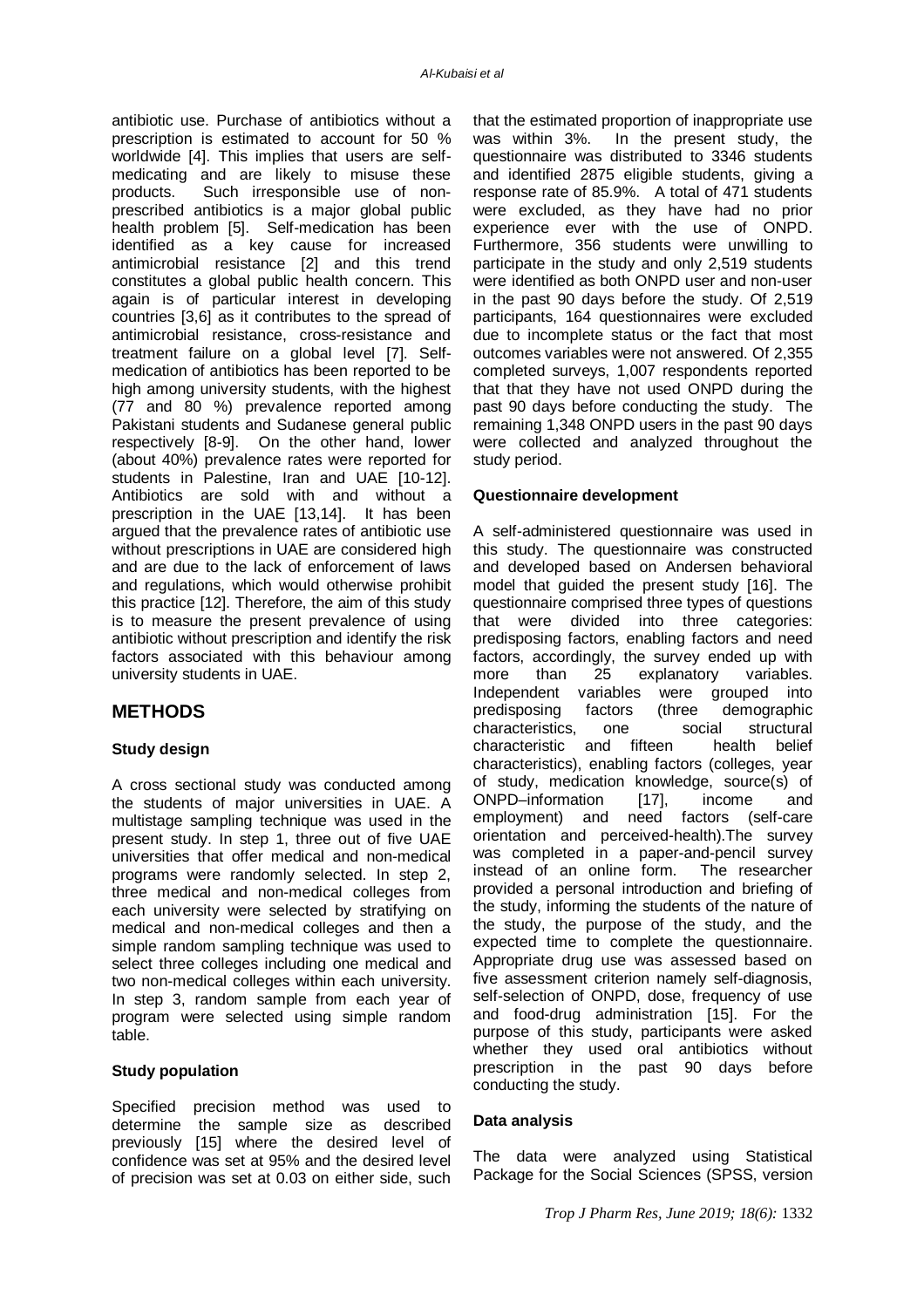antibiotic use. Purchase of antibiotics without a prescription is estimated to account for 50 % worldwide [4]. This implies that users are self-medicating and are likely to misuse these products. Such irresponsible use of non-prescribed antibiotics is a major global public health problem [5]. Self-medication has been identified as a key cause for increased antimicrobial resistance [2] and this trend constitutes a global public health concern. This again is of particular interest in developing countries [3,6] as it contributes to the spread of antimicrobial resistance, cross-resistance and treatment failure on a global level [7]. Self-medication of antibiotics has been reported to be high among university students, with the highest (77 and 80 %) prevalence reported among Pakistani students and Sudanese general public respectively [8-9]. On the other hand, lower (about 40%) prevalence rates were reported for students in Palestine, Iran and UAE [10-12]. Antibiotics are sold with and without a prescription in the UAE [13,14]. It has been argued that the prevalence rates of antibiotic use without prescriptions in UAE are considered high and are due to the lack of enforcement of laws and regulations, which would otherwise prohibit this practice [12]. Therefore, the aim of this study is to measure the present prevalence of using antibiotic without prescription and identify the risk factors associated with this behaviour among university students in UAE.

## METHODS

### Study design

A cross sectional study was conducted among the students of major universities in UAE. A multistage sampling technique was used in the present study. In step 1, three out of five UAE universities that offer medical and non-medical programs were randomly selected. In step 2, three medical and non-medical colleges from each university were selected by stratifying on medical and non-medical colleges and then a simple random sampling technique was used to select three colleges including one medical and two non-medical colleges within each university. In step 3, random sample from each year of program were selected using simple random table.

### Study population

Specified precision method was used to determine the sample size as described previously [15] where the desired level of confidence was set at 95% and the desired level of precision was set at 0.03 on either side, such that the estimated proportion of inappropriate use was within 3%. In the present study, the questionnaire was distributed to 3346 students and identified 2875 eligible students, giving a response rate of 85.9%. A total of 471 students were excluded, as they have had no prior experience ever with the use of ONPD. Furthermore, 356 students were unwilling to participate in the study and only 2,519 students were identified as both ONPD user and non-user in the past 90 days before the study. Of 2,519 participants, 164 questionnaires were excluded due to incomplete status or the fact that most outcomes variables were not answered. Of 2,355 completed surveys, 1,007 respondents reported that that they have not used ONPD during the past 90 days before conducting the study. The remaining 1,348 ONPD users in the past 90 days were collected and analyzed throughout the study period.

### Questionnaire development

A self-administered questionnaire was used in this study. The questionnaire was constructed and developed based on Andersen behavioral model that guided the present study [16]. The questionnaire comprised three types of questions that were divided into three categories: predisposing factors, enabling factors and need factors, accordingly, the survey ended up with more than 25 explanatory variables. Independent variables were grouped into predisposing factors (three demographic characteristics, one social structural characteristic and fifteen health belief characteristics), enabling factors (colleges, year of study, medication knowledge, source(s) of ONPD–information [17], income and employment) and need factors (self-care orientation and perceived-health).The survey was completed in a paper-and-pencil survey instead of an online form. The researcher provided a personal introduction and briefing of the study, informing the students of the nature of the study, the purpose of the study, and the expected time to complete the questionnaire. Appropriate drug use was assessed based on five assessment criterion namely self-diagnosis, self-selection of ONPD, dose, frequency of use and food-drug administration [15]. For the purpose of this study, participants were asked whether they used oral antibiotics without prescription in the past 90 days before conducting the study.

### Data analysis

The data were analyzed using Statistical Package for the Social Sciences (SPSS, version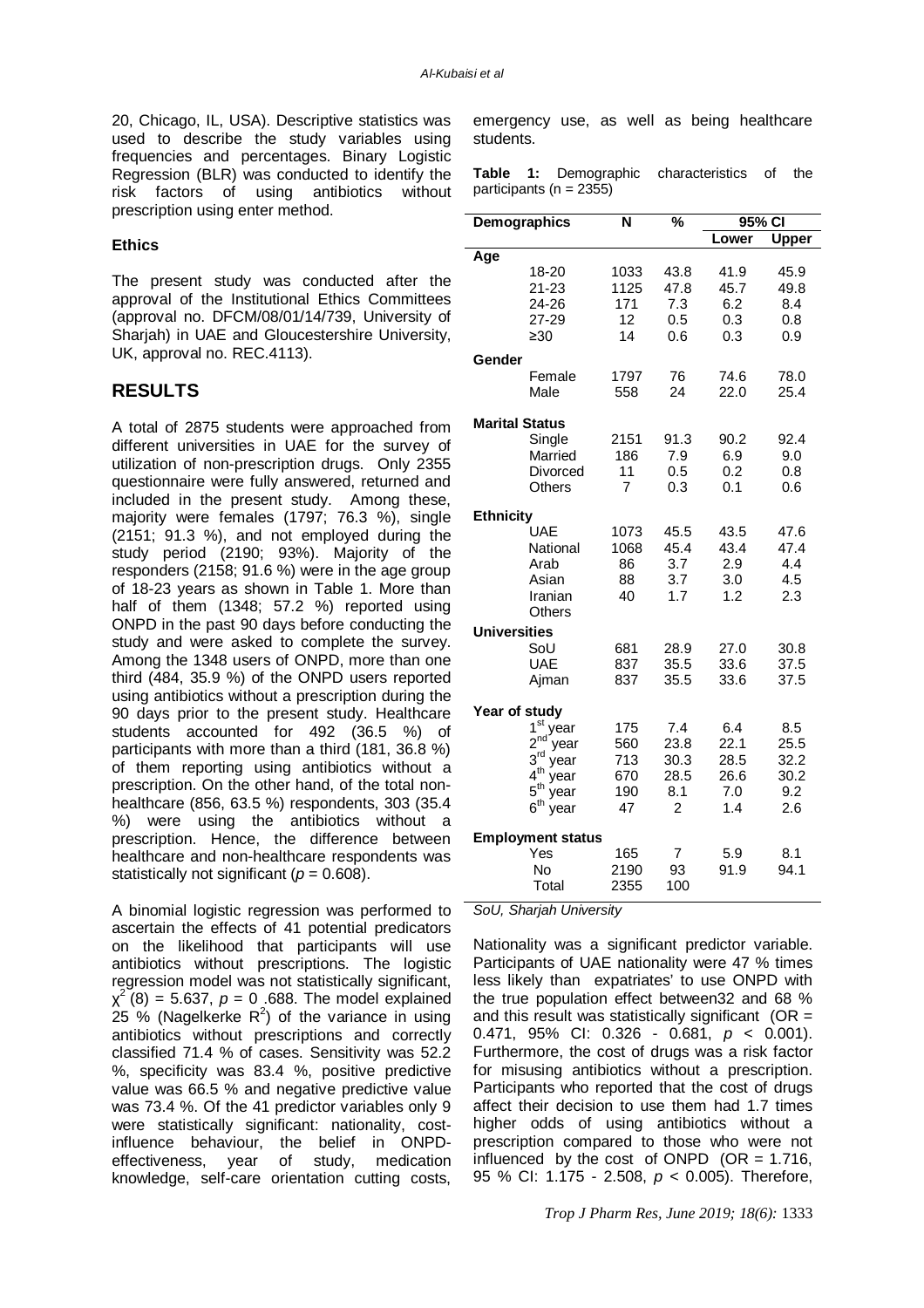20, Chicago, IL, USA). Descriptive statistics was used to describe the study variables using frequencies and percentages. Binary Logistic Regression (BLR) was conducted to identify the risk factors of using antibiotics without prescription using enter method.

### Ethics

The present study was conducted after the approval of the Institutional Ethics Committees (approval no. DFCM/08/01/14/739, University of Sharjah) in UAE and Gloucestershire University, UK, approval no. REC.4113).

## RESULTS

A total of 2875 students were approached from different universities in UAE for the survey of utilization of non-prescription drugs. Only 2355 questionnaire were fully answered, returned and included in the present study. Among these, majority were females (1797; 76.3 %), single (2151; 91.3 %), and not employed during the study period (2190; 93%). Majority of the responders (2158; 91.6 %) were in the age group of 18-23 years as shown in Table 1. More than half of them (1348; 57.2 %) reported using ONPD in the past 90 days before conducting the study and were asked to complete the survey. Among the 1348 users of ONPD, more than one third (484, 35.9 %) of the ONPD users reported using antibiotics without a prescription during the 90 days prior to the present study. Healthcare students accounted for 492 (36.5 %) of participants with more than a third (181, 36.8 %) of them reporting using antibiotics without a prescription. On the other hand, of the total non-healthcare (856, 63.5 %) respondents, 303 (35.4 %) were using the antibiotics without a prescription. Hence, the difference between healthcare and non-healthcare respondents was statistically not significant ($p = 0.608$).

A binomial logistic regression was performed to ascertain the effects of 41 potential predicators on the likelihood that participants will use antibiotics without prescriptions. The logistic regression model was not statistically significant, $\chi^2(8) = 5.637$, $p = 0.688$. The model explained 25 % (Nagelkerke $R^2$) of the variance in using antibiotics without prescriptions and correctly classified 71.4 % of cases. Sensitivity was 52.2 %, specificity was 83.4 %, positive predictive value was 66.5 % and negative predictive value was 73.4 %. Of the 41 predictor variables only 9 were statistically significant: nationality, cost-influence behaviour, the belief in ONPD-effectiveness, year of study, medication knowledge, self-care orientation cutting costs, emergency use, as well as being healthcare students.

**Table 1:** Demographic characteristics of the participants (n = 2355)

| Demographics | N | % | 95% CI | |
|---|---|---|---|---|
| | | | Lower | Upper |
| **Age** | | | | |
| 18-20 | 1033 | 43.8 | 41.9 | 45.9 |
| 21-23 | 1125 | 47.8 | 45.7 | 49.8 |
| 24-26 | 171 | 7.3 | 6.2 | 8.4 |
| 27-29 | 12 | 0.5 | 0.3 | 0.8 |
| ≥30 | 14 | 0.6 | 0.3 | 0.9 |
| **Gender** | | | | |
| Female | 1797 | 76 | 74.6 | 78.0 |
| Male | 558 | 24 | 22.0 | 25.4 |
| **Marital Status** | | | | |
| Single | 2151 | 91.3 | 90.2 | 92.4 |
| Married | 186 | 7.9 | 6.9 | 9.0 |
| Divorced | 11 | 0.5 | 0.2 | 0.8 |
| Others | 7 | 0.3 | 0.1 | 0.6 |
| **Ethnicity** | | | | |
| UAE | 1073 | 45.5 | 43.5 | 47.6 |
| National | 1068 | 45.4 | 43.4 | 47.4 |
| Arab | 86 | 3.7 | 2.9 | 4.4 |
| Asian | 88 | 3.7 | 3.0 | 4.5 |
| Iranian | 40 | 1.7 | 1.2 | 2.3 |
| Others | | | | |
| **Universities** | | | | |
| SoU | 681 | 28.9 | 27.0 | 30.8 |
| UAE | 837 | 35.5 | 33.6 | 37.5 |
| Ajman | 837 | 35.5 | 33.6 | 37.5 |
| **Year of study** | | | | |
| 1st year | 175 | 7.4 | 6.4 | 8.5 |
| 2nd year | 560 | 23.8 | 22.1 | 25.5 |
| 3rd year | 713 | 30.3 | 28.5 | 32.2 |
| 4th year | 670 | 28.5 | 26.6 | 30.2 |
| 5th year | 190 | 8.1 | 7.0 | 9.2 |
| 6th year | 47 | 2 | 1.4 | 2.6 |
| **Employment status** | | | | |
| Yes | 165 | 7 | 5.9 | 8.1 |
| No | 2190 | 93 | 91.9 | 94.1 |
| Total | 2355 | 100 | | |

*SoU, Sharjah University*

Nationality was a significant predictor variable. Participants of UAE nationality were 47 % times less likely than expatriates' to use ONPD with the true population effect between32 and 68 % and this result was statistically significant (OR = 0.471, 95% CI: 0.326 - 0.681, $p < 0.001$). Furthermore, the cost of drugs was a risk factor for misusing antibiotics without a prescription. Participants who reported that the cost of drugs affect their decision to use them had 1.7 times higher odds of using antibiotics without a prescription compared to those who were not influenced by the cost of ONPD (OR = 1.716, 95 % CI: 1.175 - 2.508, $p < 0.005$). Therefore,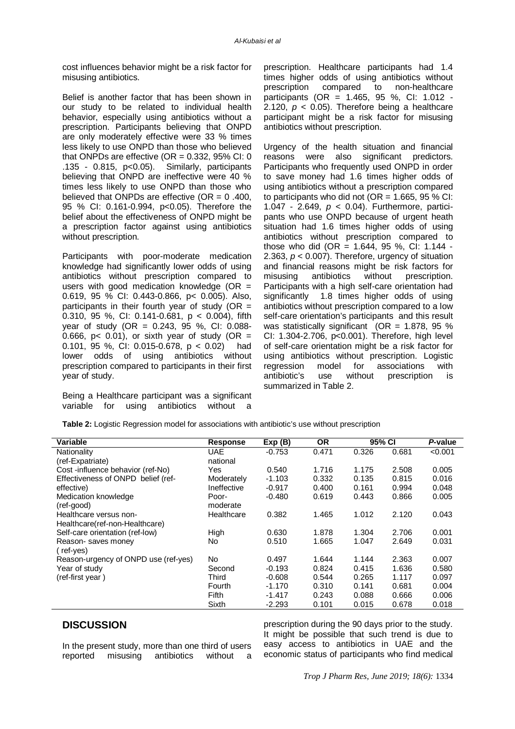cost influences behavior might be a risk factor for misusing antibiotics.

Belief is another factor that has been shown in our study to be related to individual health behavior, especially using antibiotics without a prescription. Participants believing that ONPD are only moderately effective were 33 % times less likely to use ONPD than those who believed that ONPDs are effective (OR = 0.332, 95% CI: 0 .135 - 0.815, p<0.05). Similarly, participants believing that ONPD are ineffective were 40 % times less likely to use ONPD than those who believed that ONPDs are effective (OR = 0 .400, 95 % CI: 0.161-0.994, p<0.05). Therefore the belief about the effectiveness of ONPD might be a prescription factor against using antibiotics without prescription.

Participants with poor-moderate medication knowledge had significantly lower odds of using antibiotics without prescription compared to users with good medication knowledge (OR = 0.619, 95 % CI: 0.443-0.866, p< 0.005). Also, participants in their fourth year of study (OR = 0.310, 95 %, CI: 0.141-0.681, p < 0.004), fifth year of study (OR = 0.243, 95 %, CI: 0.088-0.666, p< 0.01), or sixth year of study (OR = 0.101, 95 %, CI: 0.015-0.678, p < 0.02) had lower odds of using antibiotics without prescription compared to participants in their first year of study.

Being a Healthcare participant was a significant variable for using antibiotics without a prescription. Healthcare participants had 1.4 times higher odds of using antibiotics without prescription compared to non-healthcare participants (OR = 1.465, 95 %, CI: 1.012 - 2.120, $p$ < 0.05). Therefore being a healthcare participant might be a risk factor for misusing antibiotics without prescription.

Urgency of the health situation and financial reasons were also significant predictors. Participants who frequently used ONPD in order to save money had 1.6 times higher odds of using antibiotics without a prescription compared to participants who did not (OR = 1.665, 95 % CI: 1.047 - 2.649, $p$ < 0.04). Furthermore, participants who use ONPD because of urgent heath situation had 1.6 times higher odds of using antibiotics without prescription compared to those who did (OR = 1.644, 95 %, CI: 1.144 - 2.363, $p$ < 0.007). Therefore, urgency of situation and financial reasons might be risk factors for misusing antibiotics without prescription. Participants with a high self-care orientation had significantly 1.8 times higher odds of using antibiotics without prescription compared to a low self-care orientation's participants and this result was statistically significant (OR = 1.878, 95 % CI: 1.304-2.706, p<0.001). Therefore, high level of self-care orientation might be a risk factor for using antibiotics without prescription. Logistic regression model for associations with antibiotic's use without prescription is summarized in Table 2.

**Table 2:** Logistic Regression model for associations with antibiotic's use without prescription

| Variable | Response | Exp (B) | OR | 95% CI | | *P*-value |
|---|---|---|---|---|---|---|
| Nationality (ref-Expatriate) | UAE national | -0.753 | 0.471 | 0.326 | 0.681 | <0.001 |
| Cost -influence behavior (ref-No) | Yes | 0.540 | 1.716 | 1.175 | 2.508 | 0.005 |
| Effectiveness of ONPD belief (ref-effective) | Moderately | -1.103 | 0.332 | 0.135 | 0.815 | 0.016 |
| | Ineffective | -0.917 | 0.400 | 0.161 | 0.994 | 0.048 |
| Medication knowledge (ref-good) | Poor-moderate | -0.480 | 0.619 | 0.443 | 0.866 | 0.005 |
| Healthcare versus non-Healthcare(ref-non-Healthcare) | Healthcare | 0.382 | 1.465 | 1.012 | 2.120 | 0.043 |
| Self-care orientation (ref-low) | High | 0.630 | 1.878 | 1.304 | 2.706 | 0.001 |
| Reason- saves money ( ref-yes) | No | 0.510 | 1.665 | 1.047 | 2.649 | 0.031 |
| Reason-urgency of ONPD use (ref-yes) | No | 0.497 | 1.644 | 1.144 | 2.363 | 0.007 |
| Year of study (ref-first year ) | Second | -0.193 | 0.824 | 0.415 | 1.636 | 0.580 |
| | Third | -0.608 | 0.544 | 0.265 | 1.117 | 0.097 |
| | Fourth | -1.170 | 0.310 | 0.141 | 0.681 | 0.004 |
| | Fifth | -1.417 | 0.243 | 0.088 | 0.666 | 0.006 |
| | Sixth | -2.293 | 0.101 | 0.015 | 0.678 | 0.018 |

## DISCUSSION

In the present study, more than one third of users reported misusing antibiotics without a prescription during the 90 days prior to the study. It might be possible that such trend is due to easy access to antibiotics in UAE and the economic status of participants who find medical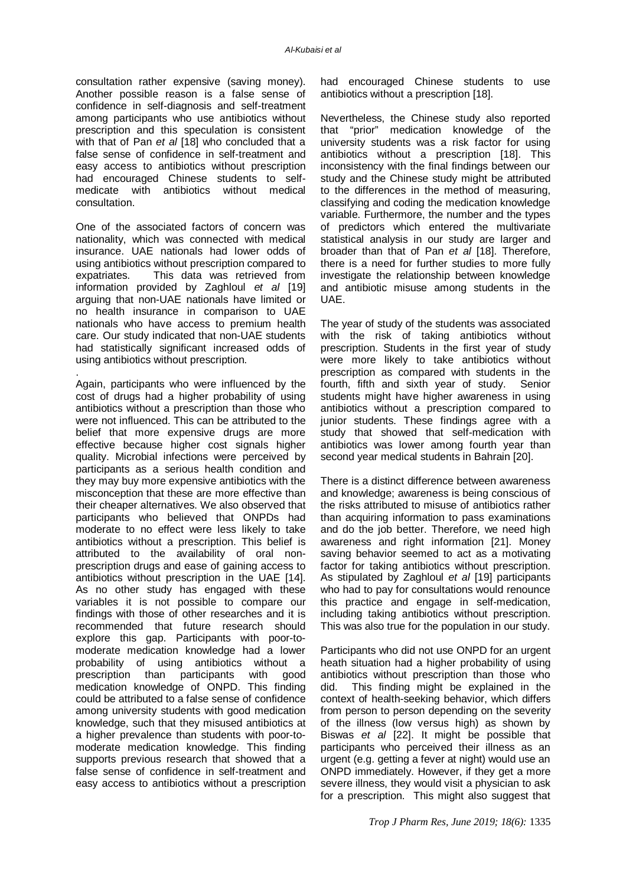consultation rather expensive (saving money). Another possible reason is a false sense of confidence in self-diagnosis and self-treatment among participants who use antibiotics without prescription and this speculation is consistent with that of Pan *et al* [18] who concluded that a false sense of confidence in self-treatment and easy access to antibiotics without prescription had encouraged Chinese students to self-medicate with antibiotics without medical consultation.

One of the associated factors of concern was nationality, which was connected with medical insurance. UAE nationals had lower odds of using antibiotics without prescription compared to expatriates. This data was retrieved from information provided by Zaghloul *et al* [19] arguing that non-UAE nationals have limited or no health insurance in comparison to UAE nationals who have access to premium health care. Our study indicated that non-UAE students had statistically significant increased odds of using antibiotics without prescription.

.

Again, participants who were influenced by the cost of drugs had a higher probability of using antibiotics without a prescription than those who were not influenced. This can be attributed to the belief that more expensive drugs are more effective because higher cost signals higher quality. Microbial infections were perceived by participants as a serious health condition and they may buy more expensive antibiotics with the misconception that these are more effective than their cheaper alternatives. We also observed that participants who believed that ONPDs had moderate to no effect were less likely to take antibiotics without a prescription. This belief is attributed to the availability of oral non-prescription drugs and ease of gaining access to antibiotics without prescription in the UAE [14]. As no other study has engaged with these variables it is not possible to compare our findings with those of other researches and it is recommended that future research should explore this gap. Participants with poor-to-moderate medication knowledge had a lower probability of using antibiotics without a prescription than participants with good medication knowledge of ONPD. This finding could be attributed to a false sense of confidence among university students with good medication knowledge, such that they misused antibiotics at a higher prevalence than students with poor-to-moderate medication knowledge. This finding supports previous research that showed that a false sense of confidence in self-treatment and easy access to antibiotics without a prescription had encouraged Chinese students to use antibiotics without a prescription [18].

Nevertheless, the Chinese study also reported that "prior" medication knowledge of the university students was a risk factor for using antibiotics without a prescription [18]. This inconsistency with the final findings between our study and the Chinese study might be attributed to the differences in the method of measuring, classifying and coding the medication knowledge variable. Furthermore, the number and the types of predictors which entered the multivariate statistical analysis in our study are larger and broader than that of Pan *et al* [18]. Therefore, there is a need for further studies to more fully investigate the relationship between knowledge and antibiotic misuse among students in the UAE.

The year of study of the students was associated with the risk of taking antibiotics without prescription. Students in the first year of study were more likely to take antibiotics without prescription as compared with students in the fourth, fifth and sixth year of study. Senior students might have higher awareness in using antibiotics without a prescription compared to junior students. These findings agree with a study that showed that self-medication with antibiotics was lower among fourth year than second year medical students in Bahrain [20].

There is a distinct difference between awareness and knowledge; awareness is being conscious of the risks attributed to misuse of antibiotics rather than acquiring information to pass examinations and do the job better. Therefore, we need high awareness and right information [21]. Money saving behavior seemed to act as a motivating factor for taking antibiotics without prescription. As stipulated by Zaghloul *et al* [19] participants who had to pay for consultations would renounce this practice and engage in self-medication, including taking antibiotics without prescription. This was also true for the population in our study.

Participants who did not use ONPD for an urgent heath situation had a higher probability of using antibiotics without prescription than those who did. This finding might be explained in the context of health-seeking behavior, which differs from person to person depending on the severity of the illness (low versus high) as shown by Biswas *et al* [22]. It might be possible that participants who perceived their illness as an urgent (e.g. getting a fever at night) would use an ONPD immediately. However, if they get a more severe illness, they would visit a physician to ask for a prescription. This might also suggest that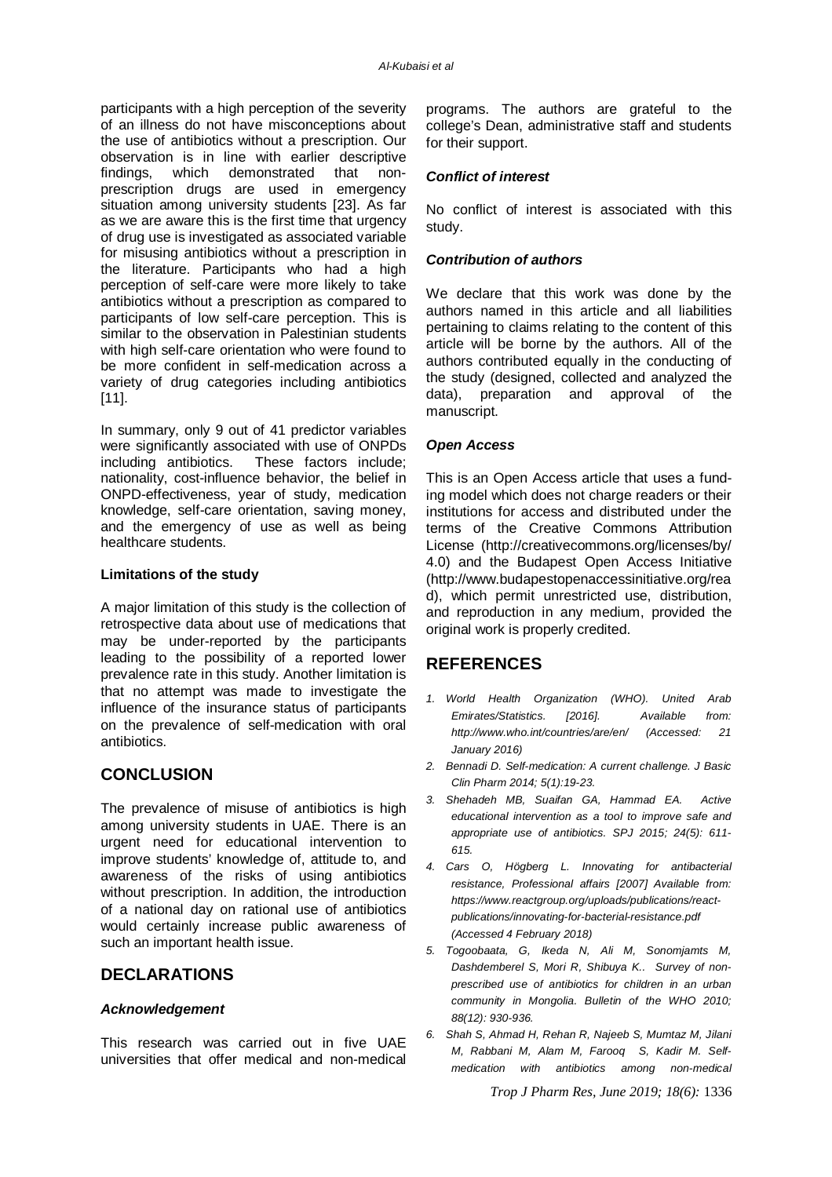participants with a high perception of the severity of an illness do not have misconceptions about the use of antibiotics without a prescription. Our observation is in line with earlier descriptive findings, which demonstrated that non-prescription drugs are used in emergency situation among university students [23]. As far as we are aware this is the first time that urgency of drug use is investigated as associated variable for misusing antibiotics without a prescription in the literature. Participants who had a high perception of self-care were more likely to take antibiotics without a prescription as compared to participants of low self-care perception. This is similar to the observation in Palestinian students with high self-care orientation who were found to be more confident in self-medication across a variety of drug categories including antibiotics [11].

In summary, only 9 out of 41 predictor variables were significantly associated with use of ONPDs including antibiotics. These factors include; nationality, cost-influence behavior, the belief in ONPD-effectiveness, year of study, medication knowledge, self-care orientation, saving money, and the emergency of use as well as being healthcare students.

**Limitations of the study**

A major limitation of this study is the collection of retrospective data about use of medications that may be under-reported by the participants leading to the possibility of a reported lower prevalence rate in this study. Another limitation is that no attempt was made to investigate the influence of the insurance status of participants on the prevalence of self-medication with oral antibiotics.

## CONCLUSION

The prevalence of misuse of antibiotics is high among university students in UAE. There is an urgent need for educational intervention to improve students' knowledge of, attitude to, and awareness of the risks of using antibiotics without prescription. In addition, the introduction of a national day on rational use of antibiotics would certainly increase public awareness of such an important health issue.

## DECLARATIONS

### *Acknowledgement*

This research was carried out in five UAE universities that offer medical and non-medical programs. The authors are grateful to the college's Dean, administrative staff and students for their support.

### *Conflict of interest*

No conflict of interest is associated with this study.

### *Contribution of authors*

We declare that this work was done by the authors named in this article and all liabilities pertaining to claims relating to the content of this article will be borne by the authors. All of the authors contributed equally in the conducting of the study (designed, collected and analyzed the data), preparation and approval of the manuscript.

### *Open Access*

This is an Open Access article that uses a funding model which does not charge readers or their institutions for access and distributed under the terms of the Creative Commons Attribution License (http://creativecommons.org/licenses/by/4.0) and the Budapest Open Access Initiative (http://www.budapestopenaccessinitiative.org/read), which permit unrestricted use, distribution, and reproduction in any medium, provided the original work is properly credited.

## REFERENCES

1. *World Health Organization (WHO). United Arab Emirates/Statistics. [2016]. Available from: http://www.who.int/countries/are/en/ (Accessed: 21 January 2016)*
2. *Bennadi D. Self-medication: A current challenge. J Basic Clin Pharm 2014; 5(1):19-23.*
3. *Shehadeh MB, Suaifan GA, Hammad EA. Active educational intervention as a tool to improve safe and appropriate use of antibiotics. SPJ 2015; 24(5): 611-615.*
4. *Cars O, Högberg L. Innovating for antibacterial resistance, Professional affairs [2007] Available from: https://www.reactgroup.org/uploads/publications/react-publications/innovating-for-bacterial-resistance.pdf (Accessed 4 February 2018)*
5. *Togoobaata, G, Ikeda N, Ali M, Sonomjamts M, Dashdemberel S, Mori R, Shibuya K.. Survey of non-prescribed use of antibiotics for children in an urban community in Mongolia. Bulletin of the WHO 2010; 88(12): 930-936.*
6. *Shah S, Ahmad H, Rehan R, Najeeb S, Mumtaz M, Jilani M, Rabbani M, Alam M, Farooq S, Kadir M. Self-medication with antibiotics among non-medical*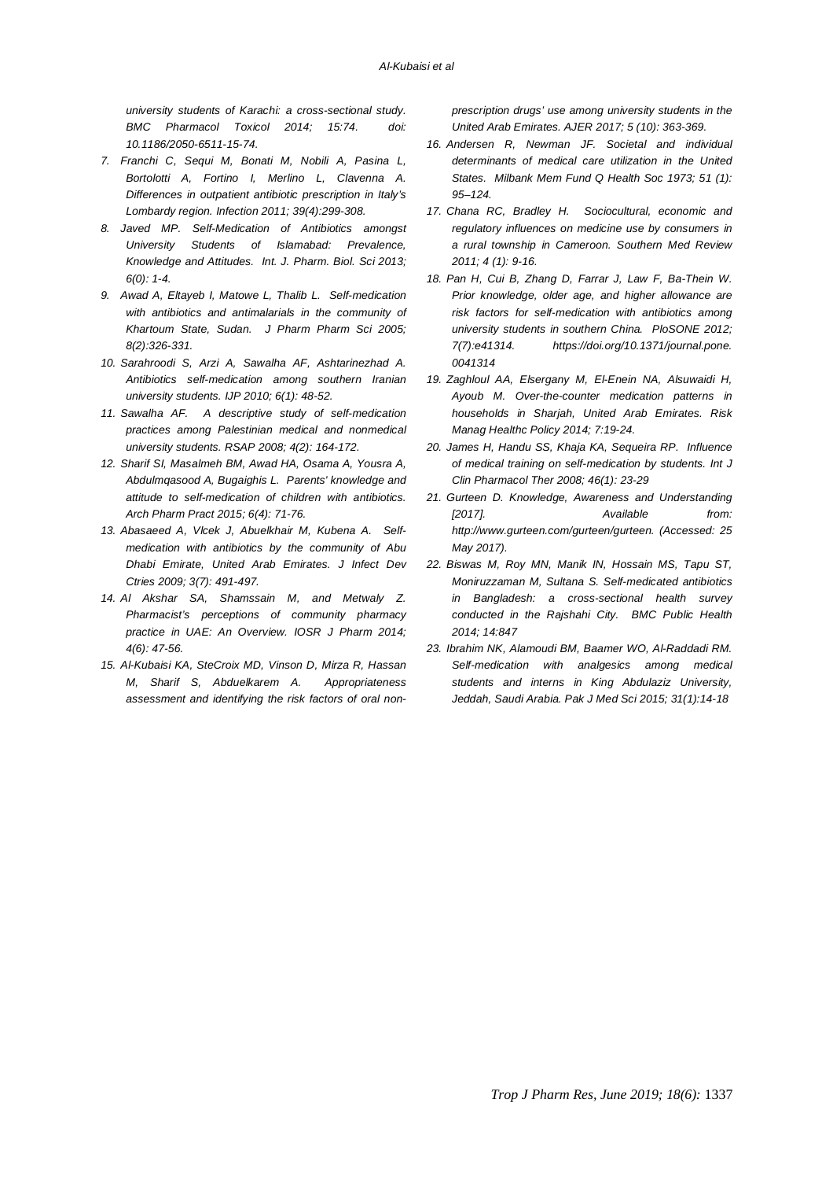university students of Karachi: a cross-sectional study. BMC Pharmacol Toxicol 2014; 15:74. doi: 10.1186/2050-6511-15-74.

7. Franchi C, Sequi M, Bonati M, Nobili A, Pasina L, Bortolotti A, Fortino I, Merlino L, Clavenna A. Differences in outpatient antibiotic prescription in Italy's Lombardy region. Infection 2011; 39(4):299-308.
8. Javed MP. Self-Medication of Antibiotics amongst University Students of Islamabad: Prevalence, Knowledge and Attitudes. Int. J. Pharm. Biol. Sci 2013; 6(0): 1-4.
9. Awad A, Eltayeb I, Matowe L, Thalib L. Self-medication with antibiotics and antimalarials in the community of Khartoum State, Sudan. J Pharm Pharm Sci 2005; 8(2):326-331.
10. Sarahroodi S, Arzi A, Sawalha AF, Ashtarinezhad A. Antibiotics self-medication among southern Iranian university students. IJP 2010; 6(1): 48-52.
11. Sawalha AF. A descriptive study of self-medication practices among Palestinian medical and nonmedical university students. RSAP 2008; 4(2): 164-172.
12. Sharif SI, Masalmeh BM, Awad HA, Osama A, Yousra A, Abdulmqasood A, Bugaighis L. Parents' knowledge and attitude to self-medication of children with antibiotics. Arch Pharm Pract 2015; 6(4): 71-76.
13. Abasaeed A, Vlcek J, Abuelkhair M, Kubena A. Self-medication with antibiotics by the community of Abu Dhabi Emirate, United Arab Emirates. J Infect Dev Ctries 2009; 3(7): 491-497.
14. Al Akshar SA, Shamssain M, and Metwaly Z. Pharmacist's perceptions of community pharmacy practice in UAE: An Overview. IOSR J Pharm 2014; 4(6): 47-56.
15. Al-Kubaisi KA, SteCroix MD, Vinson D, Mirza R, Hassan M, Sharif S, Abduelkarem A. Appropriateness assessment and identifying the risk factors of oral non-prescription drugs' use among university students in the United Arab Emirates. AJER 2017; 5 (10): 363-369.
16. Andersen R, Newman JF. Societal and individual determinants of medical care utilization in the United States. Milbank Mem Fund Q Health Soc 1973; 51 (1): 95–124.
17. Chana RC, Bradley H. Sociocultural, economic and regulatory influences on medicine use by consumers in a rural township in Cameroon. Southern Med Review 2011; 4 (1): 9-16.
18. Pan H, Cui B, Zhang D, Farrar J, Law F, Ba-Thein W. Prior knowledge, older age, and higher allowance are risk factors for self-medication with antibiotics among university students in southern China. PloSONE 2012; 7(7):e41314. https://doi.org/10.1371/journal.pone.0041314
19. Zaghloul AA, Elsergany M, El-Enein NA, Alsuwaidi H, Ayoub M. Over-the-counter medication patterns in households in Sharjah, United Arab Emirates. Risk Manag Healthc Policy 2014; 7:19-24.
20. James H, Handu SS, Khaja KA, Sequeira RP. Influence of medical training on self-medication by students. Int J Clin Pharmacol Ther 2008; 46(1): 23-29
21. Gurteen D. Knowledge, Awareness and Understanding [2017]. Available from: http://www.gurteen.com/gurteen/gurteen. (Accessed: 25 May 2017).
22. Biswas M, Roy MN, Manik IN, Hossain MS, Tapu ST, Moniruzzaman M, Sultana S. Self-medicated antibiotics in Bangladesh: a cross-sectional health survey conducted in the Rajshahi City. BMC Public Health 2014; 14:847
23. Ibrahim NK, Alamoudi BM, Baamer WO, Al-Raddadi RM. Self-medication with analgesics among medical students and interns in King Abdulaziz University, Jeddah, Saudi Arabia. Pak J Med Sci 2015; 31(1):14-18